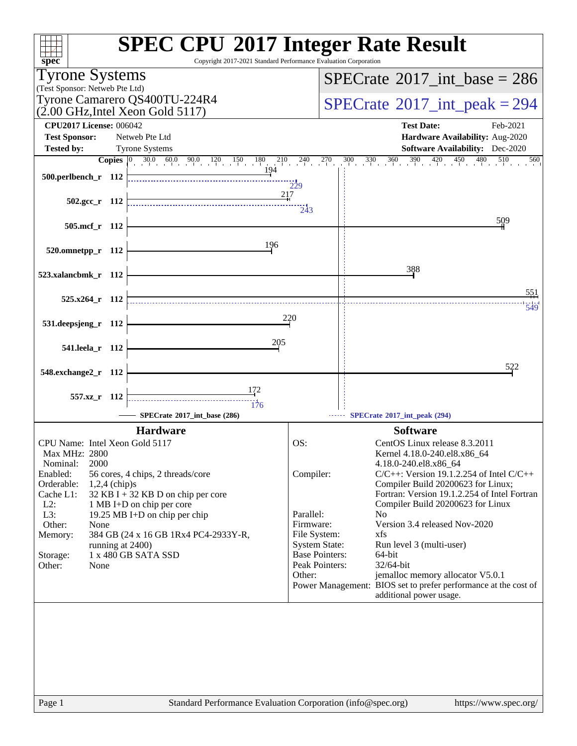# SPEC CPU 2017 Integer Rate Result

Copyright 2017-2021 Standard Performance Evaluation Corporation

**Tyrone Systems**
(Test Sponsor: Netweb Pte Ltd)
Tyrone Camarero QS400TU-224R4
(2.00 GHz,Intel Xeon Gold 5117)

**SPECrate 2017_int_base = 286**

**SPECrate 2017_int_peak = 294**

| | | | |
|---|---|---|---|
| **CPU2017 License:** | 006042 | **Test Date:** | Feb-2021 |
| **Test Sponsor:** | Netweb Pte Ltd | **Hardware Availability:** | Aug-2020 |
| **Tested by:** | Tyrone Systems | **Software Availability:** | Dec-2020 |

| Benchmark | Copies | SPECrate 2017_int_base (286) | SPECrate 2017_int_peak (294) |
|---|---|---|---|
| 500.perlbench_r | 112 | 194 | 229 |
| 502.gcc_r | 112 | 217 | 243 |
| 505.mcf_r | 112 | 509 | |
| 520.omnetpp_r | 112 | 196 | |
| 523.xalancbmk_r | 112 | 388 | |
| 525.x264_r | 112 | 551 | 549 |
| 531.deepsjeng_r | 112 | 220 | |
| 541.leela_r | 112 | 205 | |
| 548.exchange2_r | 112 | 522 | |
| 557.xz_r | 112 | 172 | 176 |

## Hardware

| | |
|---|---|
| CPU Name: | Intel Xeon Gold 5117 |
| Max MHz: | 2800 |
| Nominal: | 2000 |
| Enabled: | 56 cores, 4 chips, 2 threads/core |
| Orderable: | 1,2,4 (chip)s |
| Cache L1: | 32 KB I + 32 KB D on chip per core |
| L2: | 1 MB I+D on chip per core |
| L3: | 19.25 MB I+D on chip per chip |
| Other: | None |
| Memory: | 384 GB (24 x 16 GB 1Rx4 PC4-2933Y-R, running at 2400) |
| Storage: | 1 x 480 GB SATA SSD |
| Other: | None |

## Software

| | |
|---|---|
| OS: | CentOS Linux release 8.3.2011 Kernel 4.18.0-240.el8.x86_64 4.18.0-240.el8.x86_64 |
| Compiler: | C/C++: Version 19.1.2.254 of Intel C/C++ Compiler Build 20200623 for Linux; Fortran: Version 19.1.2.254 of Intel Fortran Compiler Build 20200623 for Linux |
| Parallel: | No |
| Firmware: | Version 3.4 released Nov-2020 |
| File System: | xfs |
| System State: | Run level 3 (multi-user) |
| Base Pointers: | 64-bit |
| Peak Pointers: | 32/64-bit |
| Other: | jemalloc memory allocator V5.0.1 |
| Power Management: | BIOS set to prefer performance at the cost of additional power usage. |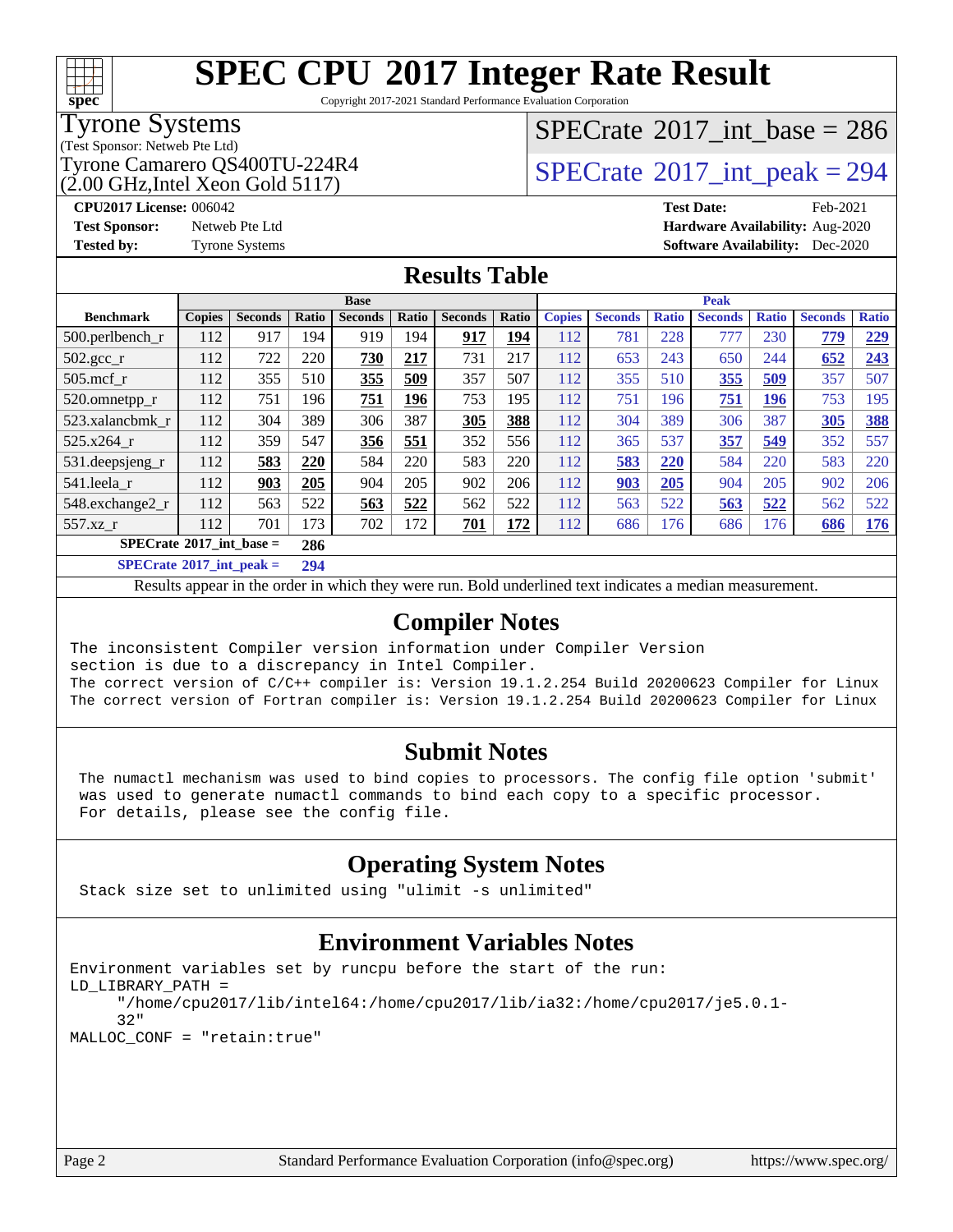# SPEC CPU 2017 Integer Rate Result

Copyright 2017-2021 Standard Performance Evaluation Corporation

**Tyrone Systems**
(Test Sponsor: Netweb Pte Ltd)
Tyrone Camarero QS400TU-224R4
(2.00 GHz,Intel Xeon Gold 5117)

SPECrate 2017_int_base = 286

SPECrate 2017_int_peak = 294

| | | | |
|---|---|---|---|
| **CPU2017 License:** | 006042 | **Test Date:** | Feb-2021 |
| **Test Sponsor:** | Netweb Pte Ltd | **Hardware Availability:** | Aug-2020 |
| **Tested by:** | Tyrone Systems | **Software Availability:** | Dec-2020 |

## Results Table

| | Base | | | | | | | Peak | | | | | | |
|---|---|---|---|---|---|---|---|---|---|---|---|---|---|---|
| **Benchmark** | **Copies** | **Seconds** | **Ratio** | **Seconds** | **Ratio** | **Seconds** | **Ratio** | **Copies** | **Seconds** | **Ratio** | **Seconds** | **Ratio** | **Seconds** | **Ratio** |
| 500.perlbench_r | 112 | 917 | 194 | 919 | 194 | **917** | **194** | 112 | 781 | 228 | 777 | 230 | **779** | **229** |
| 502.gcc_r | 112 | 722 | 220 | **730** | **217** | 731 | 217 | 112 | 653 | 243 | 650 | 244 | **652** | **243** |
| 505.mcf_r | 112 | 355 | 510 | **355** | **509** | 357 | 507 | 112 | 355 | 510 | **355** | **509** | 357 | 507 |
| 520.omnetpp_r | 112 | 751 | 196 | **751** | **196** | 753 | 195 | 112 | 751 | 196 | **751** | **196** | 753 | 195 |
| 523.xalancbmk_r | 112 | 304 | 389 | 306 | 387 | **305** | **388** | 112 | 304 | 389 | 306 | 387 | **305** | **388** |
| 525.x264_r | 112 | 359 | 547 | **356** | **551** | 352 | 556 | 112 | 365 | 537 | **357** | **549** | 352 | 557 |
| 531.deepsjeng_r | 112 | **583** | **220** | 584 | 220 | 583 | 220 | 112 | **583** | **220** | 584 | 220 | 583 | 220 |
| 541.leela_r | 112 | **903** | **205** | 904 | 205 | 902 | 206 | 112 | **903** | **205** | 904 | 205 | 902 | 206 |
| 548.exchange2_r | 112 | 563 | 522 | **563** | **522** | 562 | 522 | 112 | 563 | 522 | **563** | **522** | 562 | 522 |
| 557.xz_r | 112 | 701 | 173 | 702 | 172 | **701** | **172** | 112 | 686 | 176 | 686 | 176 | **686** | **176** |

**SPECrate 2017_int_base = 286**

**SPECrate 2017_int_peak = 294**

Results appear in the order in which they were run. Bold underlined text indicates a median measurement.

## Compiler Notes

```
The inconsistent Compiler version information under Compiler Version
section is due to a discrepancy in Intel Compiler.
The correct version of C/C++ compiler is: Version 19.1.2.254 Build 20200623 Compiler for Linux
The correct version of Fortran compiler is: Version 19.1.2.254 Build 20200623 Compiler for Linux
```

## Submit Notes

```
The numactl mechanism was used to bind copies to processors. The config file option 'submit'
was used to generate numactl commands to bind each copy to a specific processor.
For details, please see the config file.
```

## Operating System Notes

```
Stack size set to unlimited using "ulimit -s unlimited"
```

## Environment Variables Notes

```
Environment variables set by runcpu before the start of the run:
LD_LIBRARY_PATH =
     "/home/cpu2017/lib/intel64:/home/cpu2017/lib/ia32:/home/cpu2017/je5.0.1-
     32"
MALLOC_CONF = "retain:true"
```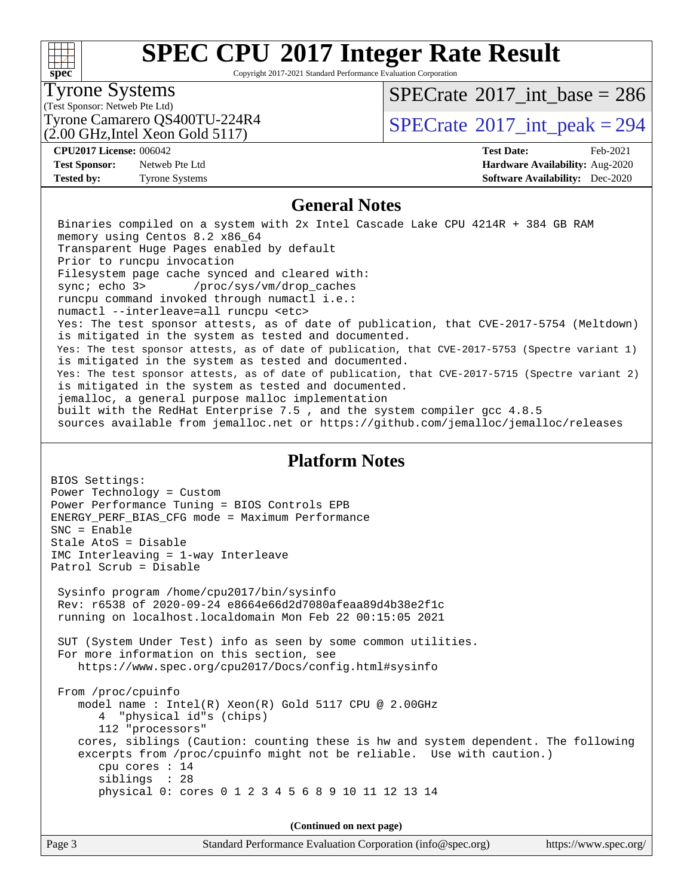# SPEC CPU 2017 Integer Rate Result

Copyright 2017-2021 Standard Performance Evaluation Corporation

**Tyrone Systems**
(Test Sponsor: Netweb Pte Ltd)
Tyrone Camarero QS400TU-224R4
(2.00 GHz,Intel Xeon Gold 5117)

SPECrate 2017_int_base = 286
SPECrate 2017_int_peak = 294

**CPU2017 License:** 006042
**Test Sponsor:** Netweb Pte Ltd
**Tested by:** Tyrone Systems

**Test Date:** Feb-2021
**Hardware Availability:** Aug-2020
**Software Availability:** Dec-2020

## General Notes

```
Binaries compiled on a system with 2x Intel Cascade Lake CPU 4214R + 384 GB RAM
memory using Centos 8.2 x86_64
Transparent Huge Pages enabled by default
Prior to runcpu invocation
Filesystem page cache synced and cleared with:
sync; echo 3>       /proc/sys/vm/drop_caches
runcpu command invoked through numactl i.e.:
numactl --interleave=all runcpu <etc>
Yes: The test sponsor attests, as of date of publication, that CVE-2017-5754 (Meltdown)
is mitigated in the system as tested and documented.
Yes: The test sponsor attests, as of date of publication, that CVE-2017-5753 (Spectre variant 1)
is mitigated in the system as tested and documented.
Yes: The test sponsor attests, as of date of publication, that CVE-2017-5715 (Spectre variant 2)
is mitigated in the system as tested and documented.
jemalloc, a general purpose malloc implementation
built with the RedHat Enterprise 7.5 , and the system compiler gcc 4.8.5
sources available from jemalloc.net or https://github.com/jemalloc/jemalloc/releases
```

## Platform Notes

```
BIOS Settings:
Power Technology = Custom
Power Performance Tuning = BIOS Controls EPB
ENERGY_PERF_BIAS_CFG mode = Maximum Performance
SNC = Enable
Stale AtoS = Disable
IMC Interleaving = 1-way Interleave
Patrol Scrub = Disable

 Sysinfo program /home/cpu2017/bin/sysinfo
 Rev: r6538 of 2020-09-24 e8664e66d2d7080afeaa89d4b38e2f1c
 running on localhost.localdomain Mon Feb 22 00:15:05 2021

 SUT (System Under Test) info as seen by some common utilities.
 For more information on this section, see
    https://www.spec.org/cpu2017/Docs/config.html#sysinfo

 From /proc/cpuinfo
    model name : Intel(R) Xeon(R) Gold 5117 CPU @ 2.00GHz
       4  "physical id"s (chips)
       112 "processors"
    cores, siblings (Caution: counting these is hw and system dependent. The following
    excerpts from /proc/cpuinfo might not be reliable.  Use with caution.)
       cpu cores : 14
       siblings  : 28
       physical 0: cores 0 1 2 3 4 5 6 8 9 10 11 12 13 14
```

(Continued on next page)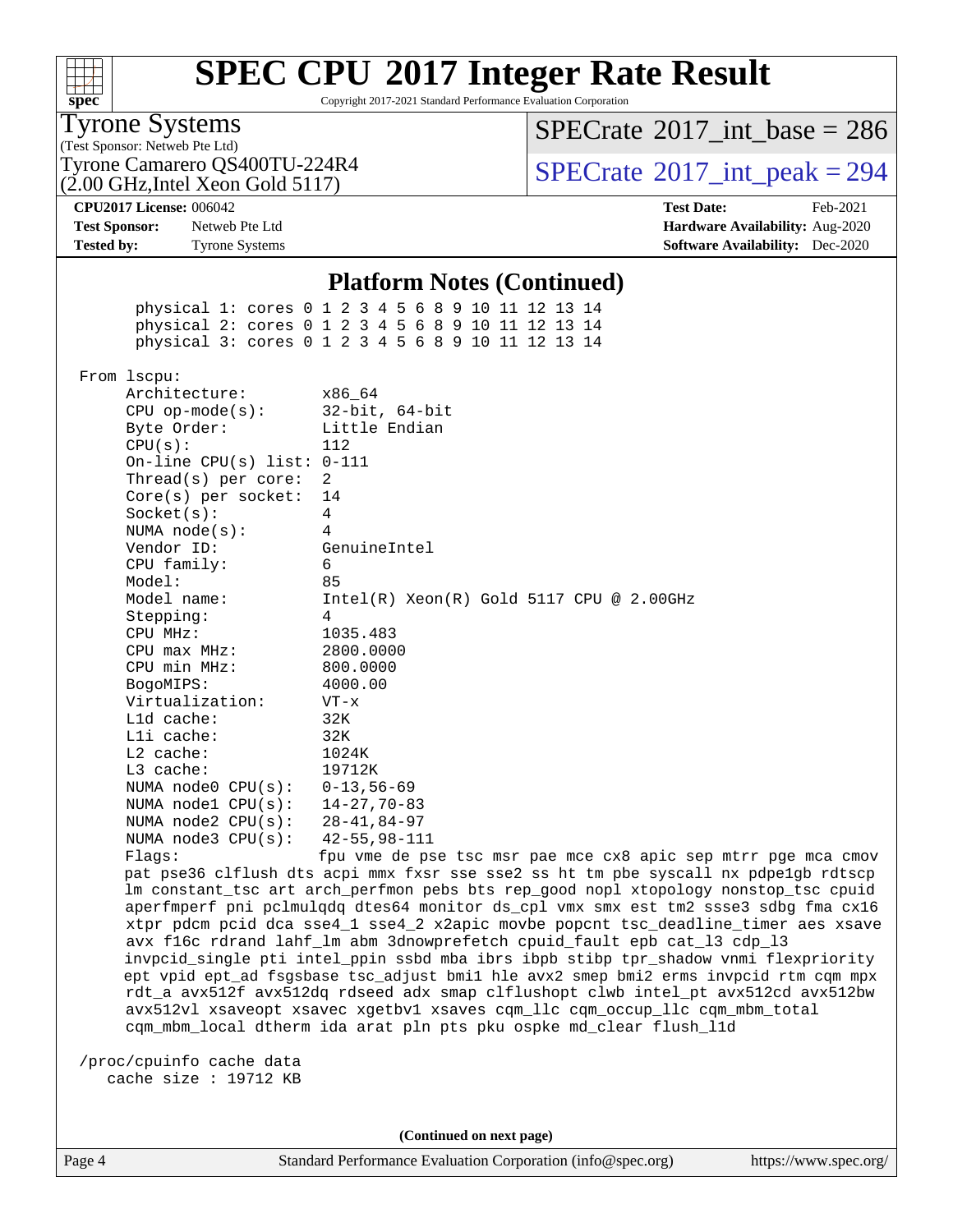# SPEC CPU 2017 Integer Rate Result

Copyright 2017-2021 Standard Performance Evaluation Corporation

**Tyrone Systems**
(Test Sponsor: Netweb Pte Ltd)
Tyrone Camarero QS400TU-224R4
(2.00 GHz,Intel Xeon Gold 5117)

SPECrate 2017_int_base = 286
SPECrate 2017_int_peak = 294

| | | | |
|---|---|---|---|
| **CPU2017 License:** | 006042 | **Test Date:** | Feb-2021 |
| **Test Sponsor:** | Netweb Pte Ltd | **Hardware Availability:** | Aug-2020 |
| **Tested by:** | Tyrone Systems | **Software Availability:** | Dec-2020 |

## Platform Notes (Continued)

```
      physical 1: cores 0 1 2 3 4 5 6 8 9 10 11 12 13 14
      physical 2: cores 0 1 2 3 4 5 6 8 9 10 11 12 13 14
      physical 3: cores 0 1 2 3 4 5 6 8 9 10 11 12 13 14

 From lscpu:
      Architecture:          x86_64
      CPU op-mode(s):        32-bit, 64-bit
      Byte Order:            Little Endian
      CPU(s):                112
      On-line CPU(s) list:   0-111
      Thread(s) per core:    2
      Core(s) per socket:    14
      Socket(s):             4
      NUMA node(s):          4
      Vendor ID:             GenuineIntel
      CPU family:            6
      Model:                 85
      Model name:            Intel(R) Xeon(R) Gold 5117 CPU @ 2.00GHz
      Stepping:              4
      CPU MHz:               1035.483
      CPU max MHz:           2800.0000
      CPU min MHz:           800.0000
      BogoMIPS:              4000.00
      Virtualization:        VT-x
      L1d cache:             32K
      L1i cache:             32K
      L2 cache:              1024K
      L3 cache:              19712K
      NUMA node0 CPU(s):     0-13,56-69
      NUMA node1 CPU(s):     14-27,70-83
      NUMA node2 CPU(s):     28-41,84-97
      NUMA node3 CPU(s):     42-55,98-111
      Flags:                 fpu vme de pse tsc msr pae mce cx8 apic sep mtrr pge mca cmov
      pat pse36 clflush dts acpi mmx fxsr sse sse2 ss ht tm pbe syscall nx pdpe1gb rdtscp
      lm constant_tsc art arch_perfmon pebs bts rep_good nopl xtopology nonstop_tsc cpuid
      aperfmperf pni pclmulqdq dtes64 monitor ds_cpl vmx smx est tm2 ssse3 sdbg fma cx16
      xtpr pdcm pcid dca sse4_1 sse4_2 x2apic movbe popcnt tsc_deadline_timer aes xsave
      avx f16c rdrand lahf_lm abm 3dnowprefetch cpuid_fault epb cat_l3 cdp_l3
      invpcid_single pti intel_ppin ssbd mba ibrs ibpb stibp tpr_shadow vnmi flexpriority
      ept vpid ept_ad fsgsbase tsc_adjust bmi1 hle avx2 smep bmi2 erms invpcid rtm cqm mpx
      rdt_a avx512f avx512dq rdseed adx smap clflushopt clwb intel_pt avx512cd avx512bw
      avx512vl xsaveopt xsavec xgetbv1 xsaves cqm_llc cqm_occup_llc cqm_mbm_total
      cqm_mbm_local dtherm ida arat pln pts pku ospke md_clear flush_l1d

 /proc/cpuinfo cache data
    cache size : 19712 KB
```

(Continued on next page)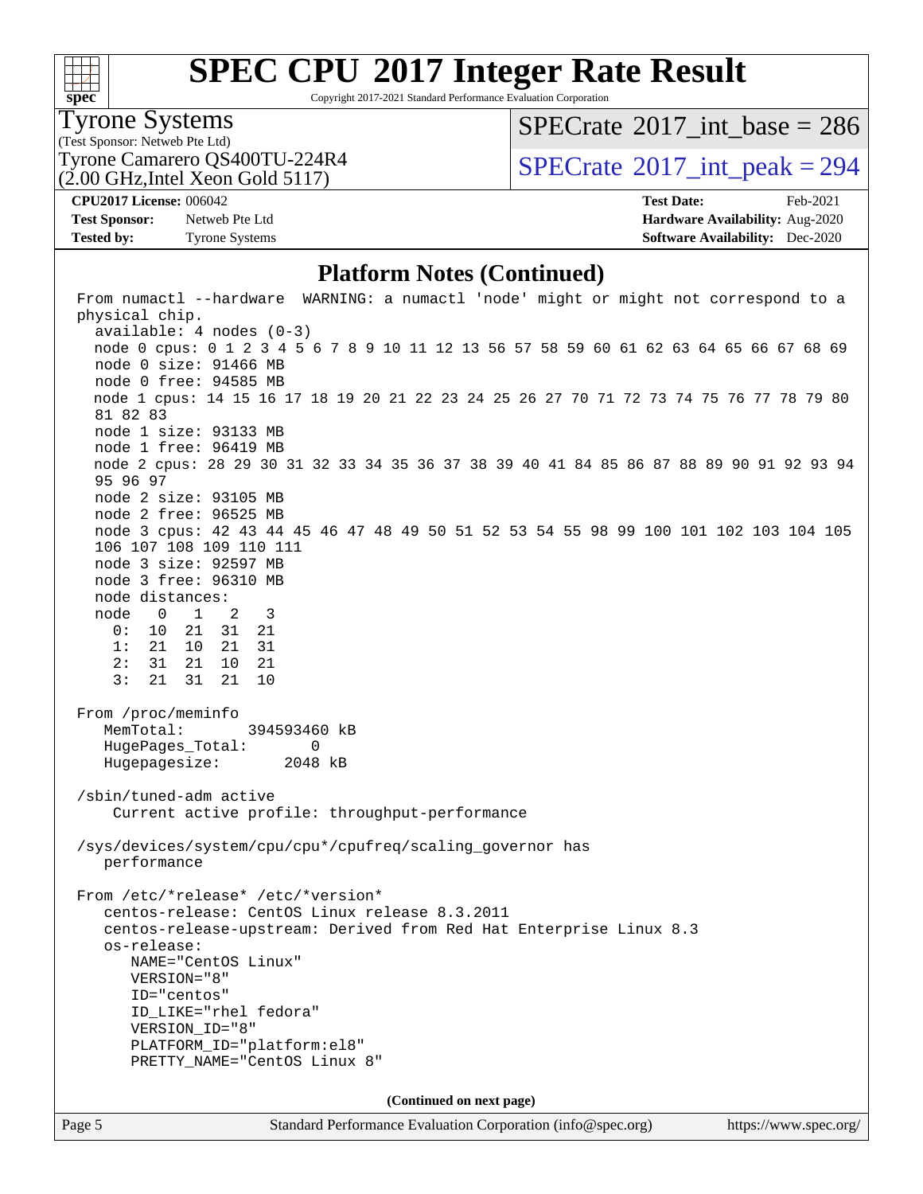# SPEC CPU 2017 Integer Rate Result

Copyright 2017-2021 Standard Performance Evaluation Corporation

**Tyrone Systems**
(Test Sponsor: Netweb Pte Ltd)
Tyrone Camarero QS400TU-224R4
(2.00 GHz,Intel Xeon Gold 5117)

SPECrate 2017_int_base = 286

SPECrate 2017_int_peak = 294

**CPU2017 License:** 006042
**Test Sponsor:** Netweb Pte Ltd
**Tested by:** Tyrone Systems

**Test Date:** Feb-2021
**Hardware Availability:** Aug-2020
**Software Availability:** Dec-2020

## Platform Notes (Continued)

```
From numactl --hardware  WARNING: a numactl 'node' might or might not correspond to a
physical chip.
  available: 4 nodes (0-3)
  node 0 cpus: 0 1 2 3 4 5 6 7 8 9 10 11 12 13 56 57 58 59 60 61 62 63 64 65 66 67 68 69
  node 0 size: 91466 MB
  node 0 free: 94585 MB
  node 1 cpus: 14 15 16 17 18 19 20 21 22 23 24 25 26 27 70 71 72 73 74 75 76 77 78 79 80
  81 82 83
  node 1 size: 93133 MB
  node 1 free: 96419 MB
  node 2 cpus: 28 29 30 31 32 33 34 35 36 37 38 39 40 41 84 85 86 87 88 89 90 91 92 93 94
  95 96 97
  node 2 size: 93105 MB
  node 2 free: 96525 MB
  node 3 cpus: 42 43 44 45 46 47 48 49 50 51 52 53 54 55 98 99 100 101 102 103 104 105
  106 107 108 109 110 111
  node 3 size: 92597 MB
  node 3 free: 96310 MB
  node distances:
  node   0   1   2   3
    0:  10  21  31  21
    1:  21  10  21  31
    2:  31  21  10  21
    3:  21  31  21  10

From /proc/meminfo
   MemTotal:       394593460 kB
   HugePages_Total:       0
   Hugepagesize:       2048 kB

/sbin/tuned-adm active
    Current active profile: throughput-performance

/sys/devices/system/cpu/cpu*/cpufreq/scaling_governor has
   performance

From /etc/*release* /etc/*version*
   centos-release: CentOS Linux release 8.3.2011
   centos-release-upstream: Derived from Red Hat Enterprise Linux 8.3
   os-release:
      NAME="CentOS Linux"
      VERSION="8"
      ID="centos"
      ID_LIKE="rhel fedora"
      VERSION_ID="8"
      PLATFORM_ID="platform:el8"
      PRETTY_NAME="CentOS Linux 8"
```

(Continued on next page)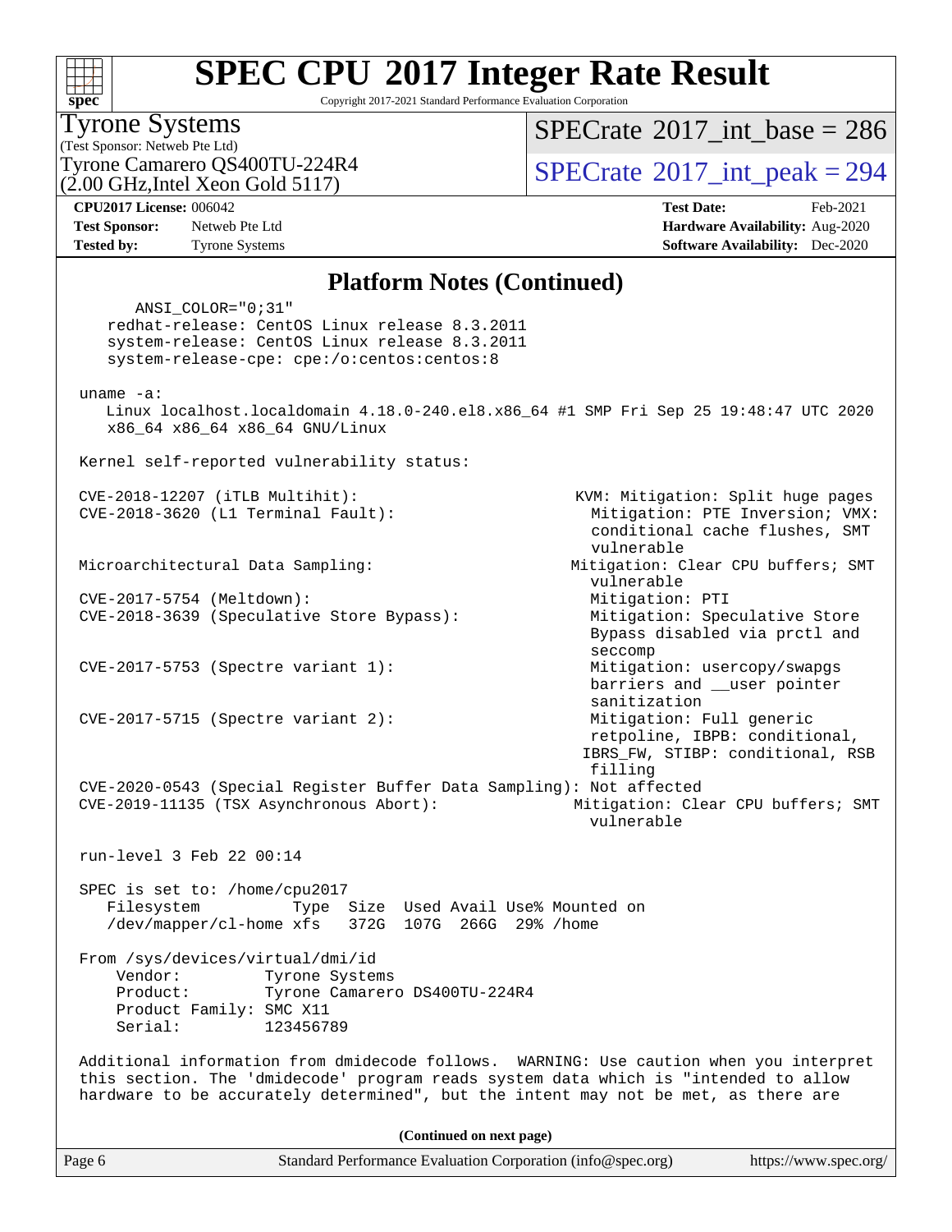# SPEC CPU 2017 Integer Rate Result

Copyright 2017-2021 Standard Performance Evaluation Corporation

Tyrone Systems
(Test Sponsor: Netweb Pte Ltd)
Tyrone Camarero QS400TU-224R4
(2.00 GHz,Intel Xeon Gold 5117)

SPECrate 2017_int_base = 286

SPECrate 2017_int_peak = 294

**CPU2017 License:** 006042
**Test Sponsor:** Netweb Pte Ltd
**Tested by:** Tyrone Systems

**Test Date:** Feb-2021
**Hardware Availability:** Aug-2020
**Software Availability:** Dec-2020

## Platform Notes (Continued)

```
        ANSI_COLOR="0;31"
     redhat-release: CentOS Linux release 8.3.2011
     system-release: CentOS Linux release 8.3.2011
     system-release-cpe: cpe:/o:centos:centos:8

  uname -a:
     Linux localhost.localdomain 4.18.0-240.el8.x86_64 #1 SMP Fri Sep 25 19:48:47 UTC 2020
     x86_64 x86_64 x86_64 GNU/Linux

  Kernel self-reported vulnerability status:

  CVE-2018-12207 (iTLB Multihit):                          KVM: Mitigation: Split huge pages
  CVE-2018-3620 (L1 Terminal Fault):                         Mitigation: PTE Inversion; VMX:
                                                             conditional cache flushes, SMT
                                                             vulnerable
  Microarchitectural Data Sampling:                        Mitigation: Clear CPU buffers; SMT
                                                             vulnerable
  CVE-2017-5754 (Meltdown):                                  Mitigation: PTI
  CVE-2018-3639 (Speculative Store Bypass):                  Mitigation: Speculative Store
                                                             Bypass disabled via prctl and
                                                             seccomp
  CVE-2017-5753 (Spectre variant 1):                         Mitigation: usercopy/swapgs
                                                             barriers and __user pointer
                                                             sanitization
  CVE-2017-5715 (Spectre variant 2):                         Mitigation: Full generic
                                                             retpoline, IBPB: conditional,
                                                            IBRS_FW, STIBP: conditional, RSB
                                                             filling
  CVE-2020-0543 (Special Register Buffer Data Sampling): Not affected
  CVE-2019-11135 (TSX Asynchronous Abort):                 Mitigation: Clear CPU buffers; SMT
                                                             vulnerable

  run-level 3 Feb 22 00:14

  SPEC is set to: /home/cpu2017
     Filesystem          Type  Size  Used Avail Use% Mounted on
     /dev/mapper/cl-home xfs   372G  107G  266G  29% /home

  From /sys/devices/virtual/dmi/id
      Vendor:         Tyrone Systems
      Product:        Tyrone Camarero DS400TU-224R4
      Product Family: SMC X11
      Serial:         123456789

  Additional information from dmidecode follows.  WARNING: Use caution when you interpret
  this section. The 'dmidecode' program reads system data which is "intended to allow
  hardware to be accurately determined", but the intent may not be met, as there are
```

(Continued on next page)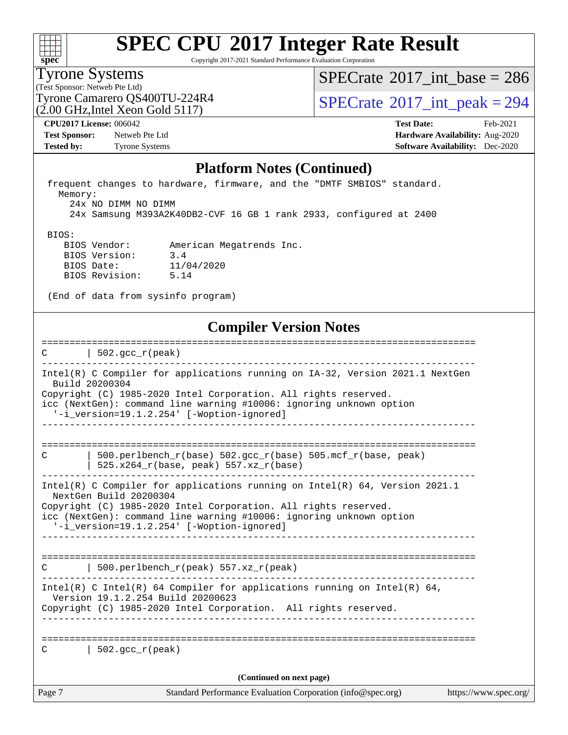## Platform Notes (Continued)

```
 frequent changes to hardware, firmware, and the "DMTF SMBIOS" standard.
   Memory:
     24x NO DIMM NO DIMM
     24x Samsung M393A2K40DB2-CVF 16 GB 1 rank 2933, configured at 2400

 BIOS:
    BIOS Vendor:       American Megatrends Inc.
    BIOS Version:      3.4
    BIOS Date:         11/04/2020
    BIOS Revision:     5.14

 (End of data from sysinfo program)
```

## Compiler Version Notes

```
==============================================================================
C       | 502.gcc_r(peak)
------------------------------------------------------------------------------
Intel(R) C Compiler for applications running on IA-32, Version 2021.1 NextGen
  Build 20200304
Copyright (C) 1985-2020 Intel Corporation. All rights reserved.
icc (NextGen): command line warning #10006: ignoring unknown option
  '-i_version=19.1.2.254' [-Woption-ignored]
------------------------------------------------------------------------------

==============================================================================
C       | 500.perlbench_r(base) 502.gcc_r(base) 505.mcf_r(base, peak)
        | 525.x264_r(base, peak) 557.xz_r(base)
------------------------------------------------------------------------------
Intel(R) C Compiler for applications running on Intel(R) 64, Version 2021.1
  NextGen Build 20200304
Copyright (C) 1985-2020 Intel Corporation. All rights reserved.
icc (NextGen): command line warning #10006: ignoring unknown option
  '-i_version=19.1.2.254' [-Woption-ignored]
------------------------------------------------------------------------------

==============================================================================
C       | 500.perlbench_r(peak) 557.xz_r(peak)
------------------------------------------------------------------------------
Intel(R) C Intel(R) 64 Compiler for applications running on Intel(R) 64,
  Version 19.1.2.254 Build 20200623
Copyright (C) 1985-2020 Intel Corporation.  All rights reserved.
------------------------------------------------------------------------------

==============================================================================
C       | 502.gcc_r(peak)
```

(Continued on next page)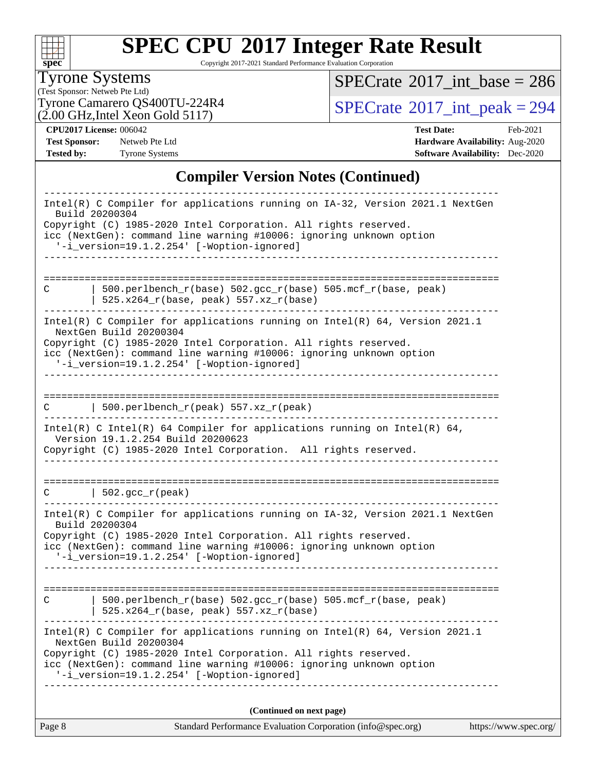## Compiler Version Notes (Continued)

```
------------------------------------------------------------------------------
Intel(R) C Compiler for applications running on IA-32, Version 2021.1 NextGen
  Build 20200304
Copyright (C) 1985-2020 Intel Corporation. All rights reserved.
icc (NextGen): command line warning #10006: ignoring unknown option
  '-i_version=19.1.2.254' [-Woption-ignored]
------------------------------------------------------------------------------

==============================================================================
C       | 500.perlbench_r(base) 502.gcc_r(base) 505.mcf_r(base, peak)
        | 525.x264_r(base, peak) 557.xz_r(base)
------------------------------------------------------------------------------
Intel(R) C Compiler for applications running on Intel(R) 64, Version 2021.1
  NextGen Build 20200304
Copyright (C) 1985-2020 Intel Corporation. All rights reserved.
icc (NextGen): command line warning #10006: ignoring unknown option
  '-i_version=19.1.2.254' [-Woption-ignored]
------------------------------------------------------------------------------

==============================================================================
C       | 500.perlbench_r(peak) 557.xz_r(peak)
------------------------------------------------------------------------------
Intel(R) C Intel(R) 64 Compiler for applications running on Intel(R) 64,
  Version 19.1.2.254 Build 20200623
Copyright (C) 1985-2020 Intel Corporation.  All rights reserved.
------------------------------------------------------------------------------

==============================================================================
C       | 502.gcc_r(peak)
------------------------------------------------------------------------------
Intel(R) C Compiler for applications running on IA-32, Version 2021.1 NextGen
  Build 20200304
Copyright (C) 1985-2020 Intel Corporation. All rights reserved.
icc (NextGen): command line warning #10006: ignoring unknown option
  '-i_version=19.1.2.254' [-Woption-ignored]
------------------------------------------------------------------------------

==============================================================================
C       | 500.perlbench_r(base) 502.gcc_r(base) 505.mcf_r(base, peak)
        | 525.x264_r(base, peak) 557.xz_r(base)
------------------------------------------------------------------------------
Intel(R) C Compiler for applications running on Intel(R) 64, Version 2021.1
  NextGen Build 20200304
Copyright (C) 1985-2020 Intel Corporation. All rights reserved.
icc (NextGen): command line warning #10006: ignoring unknown option
  '-i_version=19.1.2.254' [-Woption-ignored]
------------------------------------------------------------------------------
```

**(Continued on next page)**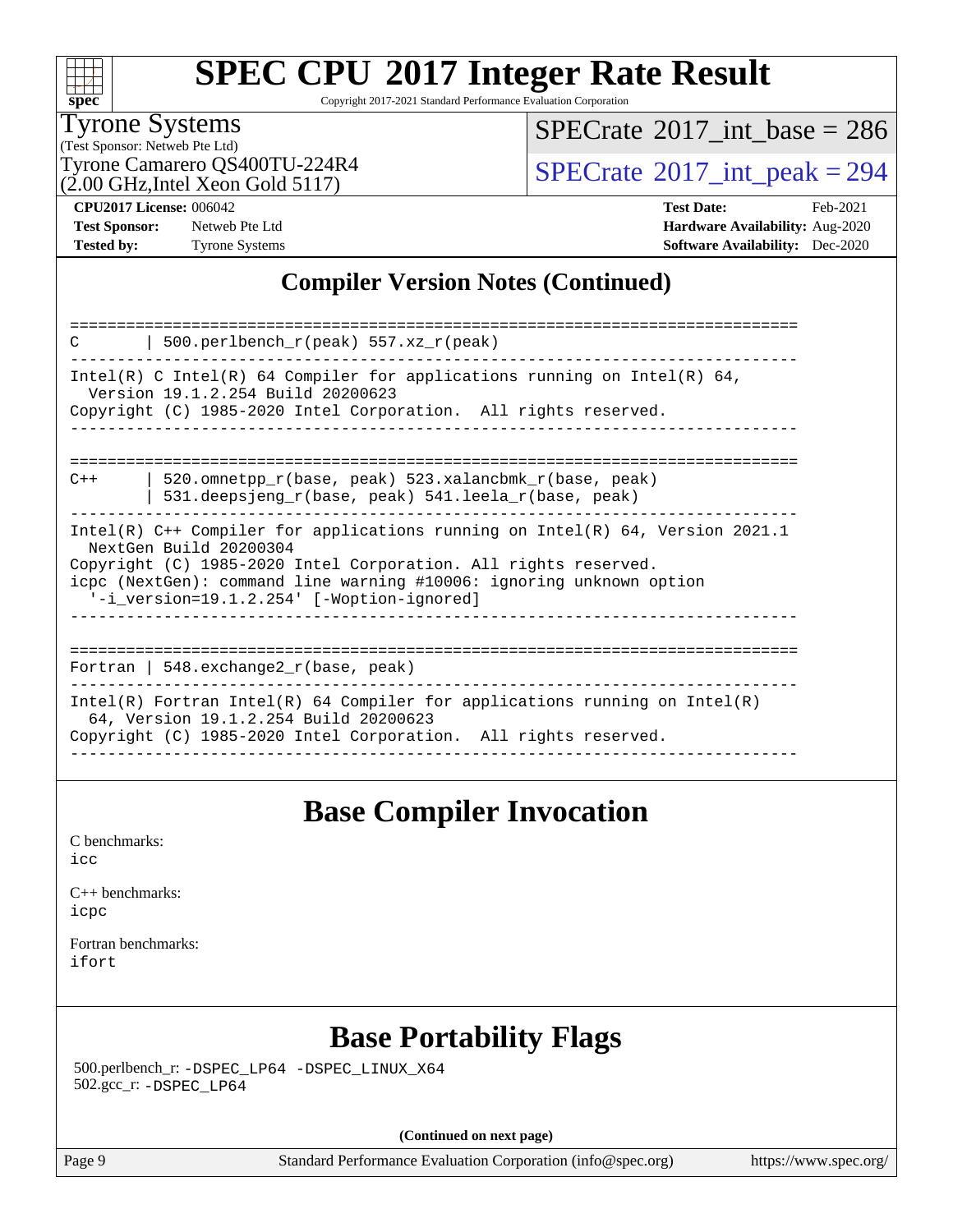# SPEC CPU 2017 Integer Rate Result

Copyright 2017-2021 Standard Performance Evaluation Corporation

Tyrone Systems
(Test Sponsor: Netweb Pte Ltd)
Tyrone Camarero QS400TU-224R4
(2.00 GHz,Intel Xeon Gold 5117)

SPECrate 2017_int_base = 286
SPECrate 2017_int_peak = 294

**CPU2017 License:** 006042
**Test Sponsor:** Netweb Pte Ltd
**Tested by:** Tyrone Systems

**Test Date:** Feb-2021
**Hardware Availability:** Aug-2020
**Software Availability:** Dec-2020

## Compiler Version Notes (Continued)

```
==============================================================================
C        | 500.perlbench_r(peak) 557.xz_r(peak)
------------------------------------------------------------------------------
Intel(R) C Intel(R) 64 Compiler for applications running on Intel(R) 64,
  Version 19.1.2.254 Build 20200623
Copyright (C) 1985-2020 Intel Corporation.  All rights reserved.
------------------------------------------------------------------------------

==============================================================================
C++      | 520.omnetpp_r(base, peak) 523.xalancbmk_r(base, peak)
         | 531.deepsjeng_r(base, peak) 541.leela_r(base, peak)
------------------------------------------------------------------------------
Intel(R) C++ Compiler for applications running on Intel(R) 64, Version 2021.1
  NextGen Build 20200304
Copyright (C) 1985-2020 Intel Corporation. All rights reserved.
icpc (NextGen): command line warning #10006: ignoring unknown option
  '-i_version=19.1.2.254' [-Woption-ignored]
------------------------------------------------------------------------------

==============================================================================
Fortran | 548.exchange2_r(base, peak)
------------------------------------------------------------------------------
Intel(R) Fortran Intel(R) 64 Compiler for applications running on Intel(R)
  64, Version 19.1.2.254 Build 20200623
Copyright (C) 1985-2020 Intel Corporation.  All rights reserved.
------------------------------------------------------------------------------
```

## Base Compiler Invocation

C benchmarks:
icc

C++ benchmarks:
icpc

Fortran benchmarks:
ifort

## Base Portability Flags

500.perlbench_r: -DSPEC_LP64 -DSPEC_LINUX_X64
502.gcc_r: -DSPEC_LP64

**(Continued on next page)**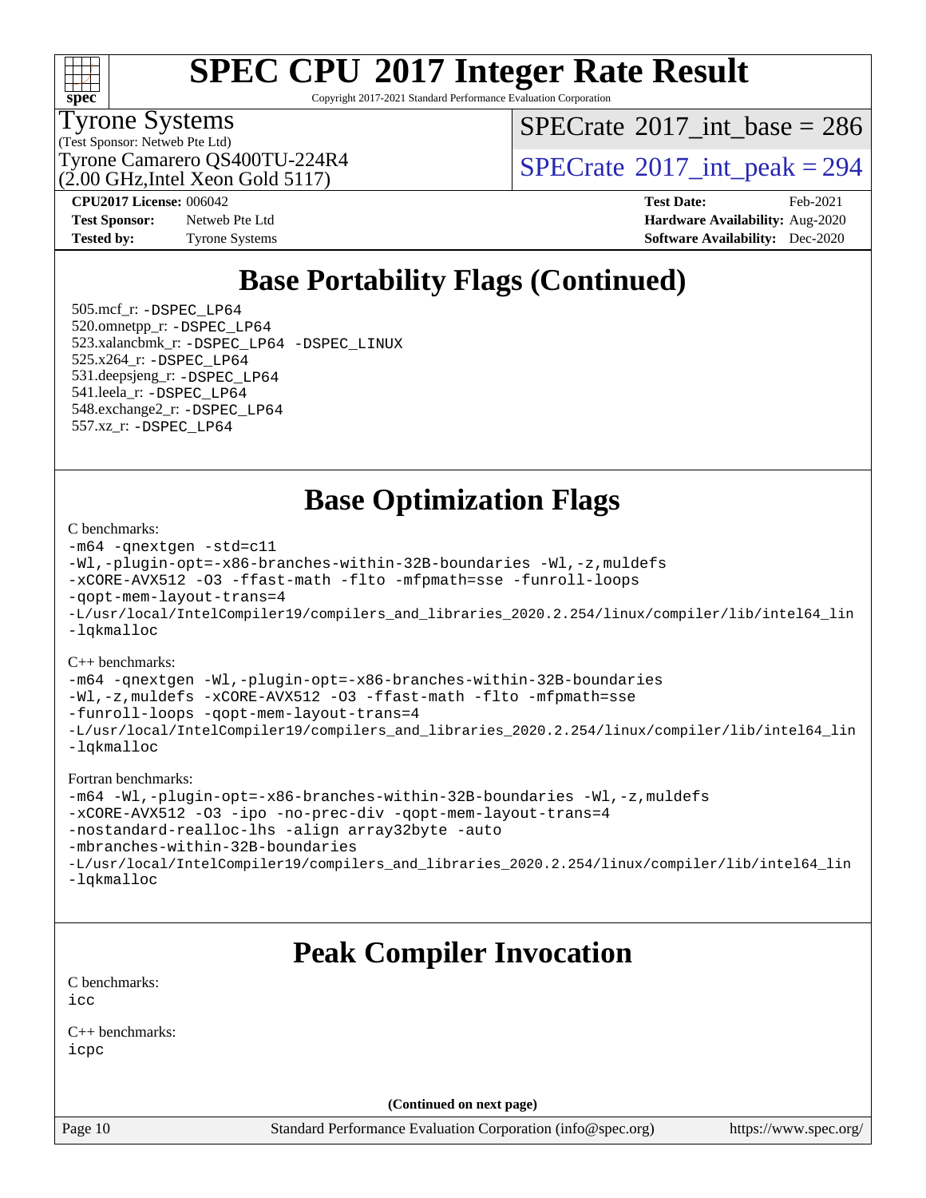# SPEC CPU 2017 Integer Rate Result

Copyright 2017-2021 Standard Performance Evaluation Corporation

Tyrone Systems
(Test Sponsor: Netweb Pte Ltd)
Tyrone Camarero QS400TU-224R4
(2.00 GHz,Intel Xeon Gold 5117)

SPECrate 2017_int_base = 286
SPECrate 2017_int_peak = 294

**CPU2017 License:** 006042
**Test Sponsor:** Netweb Pte Ltd
**Tested by:** Tyrone Systems

**Test Date:** Feb-2021
**Hardware Availability:** Aug-2020
**Software Availability:** Dec-2020

## Base Portability Flags (Continued)

505.mcf_r: -DSPEC_LP64
520.omnetpp_r: -DSPEC_LP64
523.xalancbmk_r: -DSPEC_LP64 -DSPEC_LINUX
525.x264_r: -DSPEC_LP64
531.deepsjeng_r: -DSPEC_LP64
541.leela_r: -DSPEC_LP64
548.exchange2_r: -DSPEC_LP64
557.xz_r: -DSPEC_LP64

## Base Optimization Flags

C benchmarks:
```
-m64 -qnextgen -std=c11
-Wl,-plugin-opt=-x86-branches-within-32B-boundaries -Wl,-z,muldefs
-xCORE-AVX512 -O3 -ffast-math -flto -mfpmath=sse -funroll-loops
-qopt-mem-layout-trans=4
-L/usr/local/IntelCompiler19/compilers_and_libraries_2020.2.254/linux/compiler/lib/intel64_lin
-lqkmalloc
```

C++ benchmarks:
```
-m64 -qnextgen -Wl,-plugin-opt=-x86-branches-within-32B-boundaries
-Wl,-z,muldefs -xCORE-AVX512 -O3 -ffast-math -flto -mfpmath=sse
-funroll-loops -qopt-mem-layout-trans=4
-L/usr/local/IntelCompiler19/compilers_and_libraries_2020.2.254/linux/compiler/lib/intel64_lin
-lqkmalloc
```

Fortran benchmarks:
```
-m64 -Wl,-plugin-opt=-x86-branches-within-32B-boundaries -Wl,-z,muldefs
-xCORE-AVX512 -O3 -ipo -no-prec-div -qopt-mem-layout-trans=4
-nostandard-realloc-lhs -align array32byte -auto
-mbranches-within-32B-boundaries
-L/usr/local/IntelCompiler19/compilers_and_libraries_2020.2.254/linux/compiler/lib/intel64_lin
-lqkmalloc
```

## Peak Compiler Invocation

C benchmarks:
```
icc
```

C++ benchmarks:
```
icpc
```

(Continued on next page)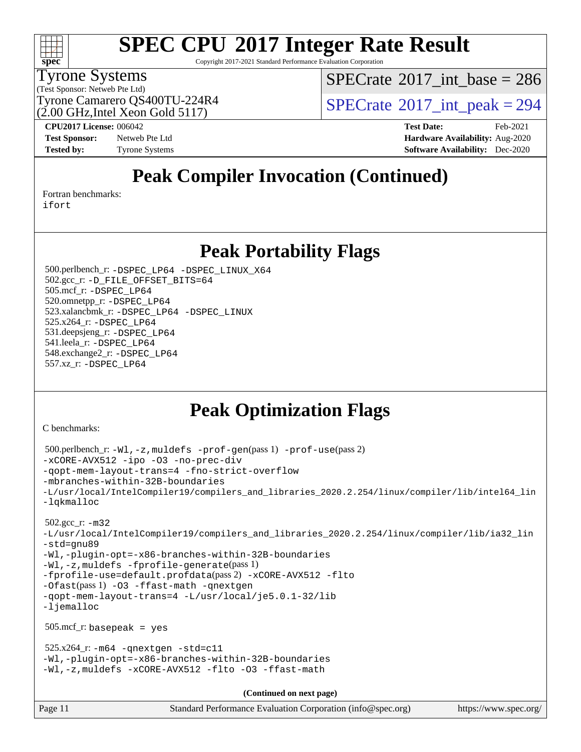# SPEC CPU 2017 Integer Rate Result

Copyright 2017-2021 Standard Performance Evaluation Corporation

**Tyrone Systems**
(Test Sponsor: Netweb Pte Ltd)
Tyrone Camarero QS400TU-224R4
(2.00 GHz,Intel Xeon Gold 5117)

SPECrate 2017_int_base = 286

SPECrate 2017_int_peak = 294

**CPU2017 License:** 006042
**Test Sponsor:** Netweb Pte Ltd
**Tested by:** Tyrone Systems

**Test Date:** Feb-2021
**Hardware Availability:** Aug-2020
**Software Availability:** Dec-2020

## Peak Compiler Invocation (Continued)

Fortran benchmarks:
ifort

## Peak Portability Flags

500.perlbench_r: -DSPEC_LP64 -DSPEC_LINUX_X64
502.gcc_r: -D_FILE_OFFSET_BITS=64
505.mcf_r: -DSPEC_LP64
520.omnetpp_r: -DSPEC_LP64
523.xalancbmk_r: -DSPEC_LP64 -DSPEC_LINUX
525.x264_r: -DSPEC_LP64
531.deepsjeng_r: -DSPEC_LP64
541.leela_r: -DSPEC_LP64
548.exchange2_r: -DSPEC_LP64
557.xz_r: -DSPEC_LP64

## Peak Optimization Flags

C benchmarks:

500.perlbench_r: -Wl,-z,muldefs -prof-gen(pass 1) -prof-use(pass 2)
-xCORE-AVX512 -ipo -O3 -no-prec-div
-qopt-mem-layout-trans=4 -fno-strict-overflow
-mbranches-within-32B-boundaries
-L/usr/local/IntelCompiler19/compilers_and_libraries_2020.2.254/linux/compiler/lib/intel64_lin
-lqkmalloc

502.gcc_r: -m32
-L/usr/local/IntelCompiler19/compilers_and_libraries_2020.2.254/linux/compiler/lib/ia32_lin
-std=gnu89
-Wl,-plugin-opt=-x86-branches-within-32B-boundaries
-Wl,-z,muldefs -fprofile-generate(pass 1)
-fprofile-use=default.profdata(pass 2) -xCORE-AVX512 -flto
-Ofast(pass 1) -O3 -ffast-math -qnextgen
-qopt-mem-layout-trans=4 -L/usr/local/je5.0.1-32/lib
-ljemalloc

505.mcf_r: basepeak = yes

525.x264_r: -m64 -qnextgen -std=c11
-Wl,-plugin-opt=-x86-branches-within-32B-boundaries
-Wl,-z,muldefs -xCORE-AVX512 -flto -O3 -ffast-math

**(Continued on next page)**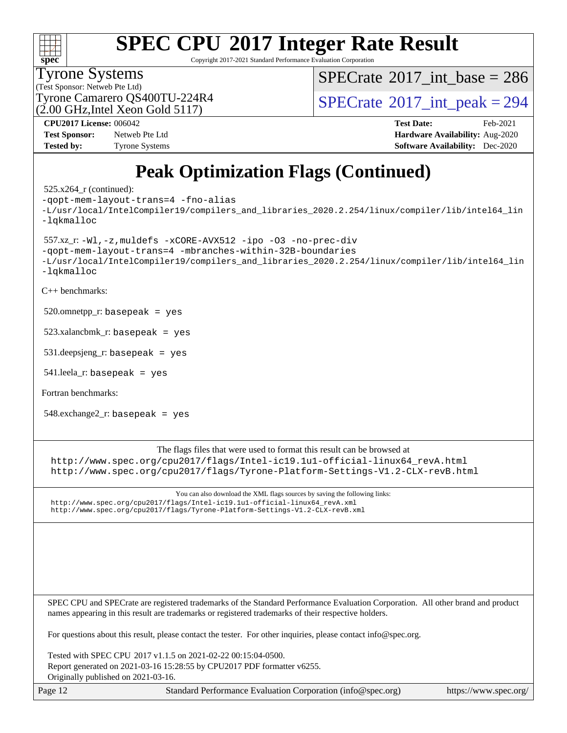# SPEC CPU 2017 Integer Rate Result

Copyright 2017-2021 Standard Performance Evaluation Corporation

Tyrone Systems
(Test Sponsor: Netweb Pte Ltd)
Tyrone Camarero QS400TU-224R4
(2.00 GHz,Intel Xeon Gold 5117)

SPECrate 2017_int_base = 286

SPECrate 2017_int_peak = 294

**CPU2017 License:** 006042
**Test Sponsor:** Netweb Pte Ltd
**Tested by:** Tyrone Systems

**Test Date:** Feb-2021
**Hardware Availability:** Aug-2020
**Software Availability:** Dec-2020

## Peak Optimization Flags (Continued)

525.x264_r (continued):
```
-qopt-mem-layout-trans=4 -fno-alias
-L/usr/local/IntelCompiler19/compilers_and_libraries_2020.2.254/linux/compiler/lib/intel64_lin
-lqkmalloc
```

557.xz_r:
```
-Wl,-z,muldefs -xCORE-AVX512 -ipo -O3 -no-prec-div
-qopt-mem-layout-trans=4 -mbranches-within-32B-boundaries
-L/usr/local/IntelCompiler19/compilers_and_libraries_2020.2.254/linux/compiler/lib/intel64_lin
-lqkmalloc
```

C++ benchmarks:

520.omnetpp_r: basepeak = yes

523.xalancbmk_r: basepeak = yes

531.deepsjeng_r: basepeak = yes

541.leela_r: basepeak = yes

Fortran benchmarks:

548.exchange2_r: basepeak = yes

The flags files that were used to format this result can be browsed at
http://www.spec.org/cpu2017/flags/Intel-ic19.1u1-official-linux64_revA.html
http://www.spec.org/cpu2017/flags/Tyrone-Platform-Settings-V1.2-CLX-revB.html

You can also download the XML flags sources by saving the following links:
http://www.spec.org/cpu2017/flags/Intel-ic19.1u1-official-linux64_revA.xml
http://www.spec.org/cpu2017/flags/Tyrone-Platform-Settings-V1.2-CLX-revB.xml

SPEC CPU and SPECrate are registered trademarks of the Standard Performance Evaluation Corporation. All other brand and product names appearing in this result are trademarks or registered trademarks of their respective holders.

For questions about this result, please contact the tester. For other inquiries, please contact info@spec.org.

Tested with SPEC CPU 2017 v1.1.5 on 2021-02-22 00:15:04-0500.
Report generated on 2021-03-16 15:28:55 by CPU2017 PDF formatter v6255.
Originally published on 2021-03-16.